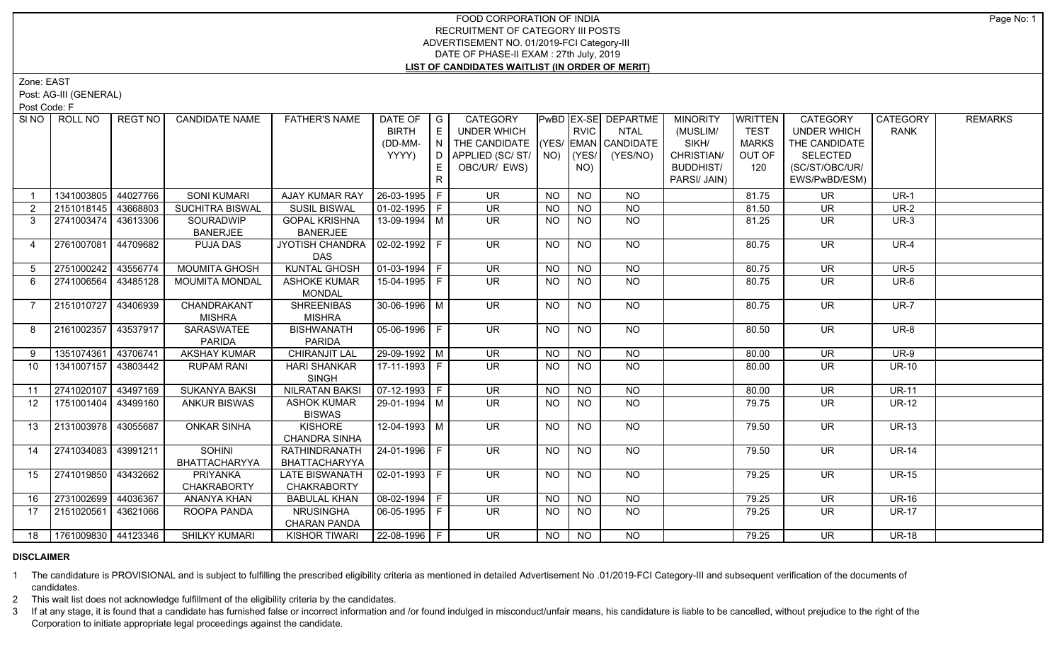# FOOD CORPORATION OF INDIA
## RECRUITMENT OF CATEGORY III POSTS
## ADVERTISEMENT NO. 01/2019-FCI Category-III
## DATE OF PHASE-II EXAM : 27th July, 2019
## LIST OF CANDIDATES WAITLIST (IN ORDER OF MERIT)

Zone: EAST

Post: AG-III (GENERAL)

Post Code: F

| Sl NO | ROLL NO | REGT NO | CANDIDATE NAME | FATHER'S NAME | DATE OF BIRTH (DD-MM-YYYY) | GENDER | CATEGORY UNDER WHICH THE CANDIDATE APPLIED (SC/ ST/ OBC/UR/ EWS) | PwBD (YES/ NO) | EX-SERVICEMAN (YES/ NO) | DEPARTMENTAL CANDIDATE (YES/NO) | MINORITY (MUSLIM/ SIKH/ CHRISTIAN/ BUDDHIST/ PARSI/ JAIN) | WRITTEN TEST MARKS OUT OF 120 | CATEGORY UNDER WHICH THE CANDIDATE SELECTED (SC/ST/OBC/UR/ EWS/PwBD/ESM) | CATEGORY RANK | REMARKS |
|---|---|---|---|---|---|---|---|---|---|---|---|---|---|---|---|
| 1 | 1341003805 | 44027766 | SONI KUMARI | AJAY KUMAR RAY | 26-03-1995 | F | UR | NO | NO | NO | | 81.75 | UR | UR-1 | |
| 2 | 2151018145 | 43668803 | SUCHITRA BISWAL | SUSIL BISWAL | 01-02-1995 | F | UR | NO | NO | NO | | 81.50 | UR | UR-2 | |
| 3 | 2741003474 | 43613306 | SOURADWIP BANERJEE | GOPAL KRISHNA BANERJEE | 13-09-1994 | M | UR | NO | NO | NO | | 81.25 | UR | UR-3 | |
| 4 | 2761007081 | 44709682 | PUJA DAS | JYOTISH CHANDRA DAS | 02-02-1992 | F | UR | NO | NO | NO | | 80.75 | UR | UR-4 | |
| 5 | 2751000242 | 43556774 | MOUMITA GHOSH | KUNTAL GHOSH | 01-03-1994 | F | UR | NO | NO | NO | | 80.75 | UR | UR-5 | |
| 6 | 2741006564 | 43485128 | MOUMITA MONDAL | ASHOKE KUMAR MONDAL | 15-04-1995 | F | UR | NO | NO | NO | | 80.75 | UR | UR-6 | |
| 7 | 2151010727 | 43406939 | CHANDRAKANT MISHRA | SHREENIBAS MISHRA | 30-06-1996 | M | UR | NO | NO | NO | | 80.75 | UR | UR-7 | |
| 8 | 2161002357 | 43537917 | SARASWATEE PARIDA | BISHWANATH PARIDA | 05-06-1996 | F | UR | NO | NO | NO | | 80.50 | UR | UR-8 | |
| 9 | 1351074361 | 43706741 | AKSHAY KUMAR | CHIRANJIT LAL | 29-09-1992 | M | UR | NO | NO | NO | | 80.00 | UR | UR-9 | |
| 10 | 1341007157 | 43803442 | RUPAM RANI | HARI SHANKAR SINGH | 17-11-1993 | F | UR | NO | NO | NO | | 80.00 | UR | UR-10 | |
| 11 | 2741020107 | 43497169 | SUKANYA BAKSI | NILRATAN BAKSI | 07-12-1993 | F | UR | NO | NO | NO | | 80.00 | UR | UR-11 | |
| 12 | 1751001404 | 43499160 | ANKUR BISWAS | ASHOK KUMAR BISWAS | 29-01-1994 | M | UR | NO | NO | NO | | 79.75 | UR | UR-12 | |
| 13 | 2131003978 | 43055687 | ONKAR SINHA | KISHORE CHANDRA SINHA | 12-04-1993 | M | UR | NO | NO | NO | | 79.50 | UR | UR-13 | |
| 14 | 2741034083 | 43991211 | SOHINI BHATTACHARYYA | RATHINDRANATH BHATTACHARYYA | 24-01-1996 | F | UR | NO | NO | NO | | 79.50 | UR | UR-14 | |
| 15 | 2741019850 | 43432662 | PRIYANKA CHAKRABORTY | LATE BISWANATH CHAKRABORTY | 02-01-1993 | F | UR | NO | NO | NO | | 79.25 | UR | UR-15 | |
| 16 | 2731002699 | 44036367 | ANANYA KHAN | BABULAL KHAN | 08-02-1994 | F | UR | NO | NO | NO | | 79.25 | UR | UR-16 | |
| 17 | 2151020561 | 43621066 | ROOPA PANDA | NRUSINGHA CHARAN PANDA | 06-05-1995 | F | UR | NO | NO | NO | | 79.25 | UR | UR-17 | |
| 18 | 1761009830 | 44123346 | SHILKY KUMARI | KISHOR TIWARI | 22-08-1996 | F | UR | NO | NO | NO | | 79.25 | UR | UR-18 | |

**DISCLAIMER**

1 The candidature is PROVISIONAL and is subject to fulfilling the prescribed eligibility criteria as mentioned in detailed Advertisement No .01/2019-FCI Category-III and subsequent verification of the documents of candidates.

2 This wait list does not acknowledge fulfillment of the eligibility criteria by the candidates.

3 If at any stage, it is found that a candidate has furnished false or incorrect information and /or found indulged in misconduct/unfair means, his candidature is liable to be cancelled, without prejudice to the right of the Corporation to initiate appropriate legal proceedings against the candidate.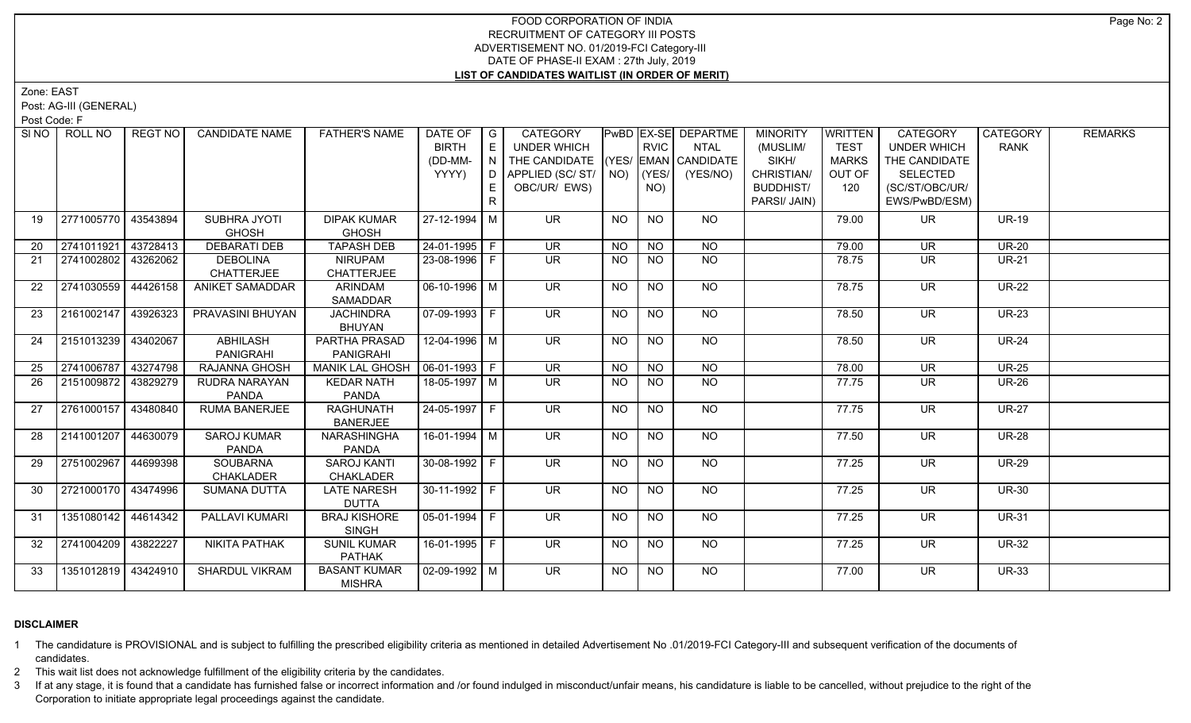# FOOD CORPORATION OF INDIA
## RECRUITMENT OF CATEGORY III POSTS
## ADVERTISEMENT NO. 01/2019-FCI Category-III
## DATE OF PHASE-II EXAM : 27th July, 2019
## LIST OF CANDIDATES WAITLIST (IN ORDER OF MERIT)

Zone: EAST

Post: AG-III (GENERAL)

Post Code: F

| Sl NO | ROLL NO | REGT NO | CANDIDATE NAME | FATHER'S NAME | DATE OF BIRTH (DD-MM-YYYY) | GENDER | CATEGORY UNDER WHICH THE CANDIDATE APPLIED (SC/ ST/ OBC/UR/ EWS) | PwBD (YES/ NO) | EX-SERVICEMAN (YES/ NO) | DEPARTMENTAL CANDIDATE (YES/NO) | MINORITY (MUSLIM/ SIKH/ CHRISTIAN/ BUDDHIST/ PARSI/ JAIN) | WRITTEN TEST MARKS OUT OF 120 | CATEGORY UNDER WHICH THE CANDIDATE SELECTED (SC/ST/OBC/UR/ EWS/PwBD/ESM) | CATEGORY RANK | REMARKS |
|---|---|---|---|---|---|---|---|---|---|---|---|---|---|---|---|
| 19 | 2771005770 | 43543894 | SUBHRA JYOTI GHOSH | DIPAK KUMAR GHOSH | 27-12-1994 | M | UR | NO | NO | NO | | 79.00 | UR | UR-19 | |
| 20 | 2741011921 | 43728413 | DEBARATI DEB | TAPASH DEB | 24-01-1995 | F | UR | NO | NO | NO | | 79.00 | UR | UR-20 | |
| 21 | 2741002802 | 43262062 | DEBOLINA CHATTERJEE | NIRUPAM CHATTERJEE | 23-08-1996 | F | UR | NO | NO | NO | | 78.75 | UR | UR-21 | |
| 22 | 2741030559 | 44426158 | ANIKET SAMADDAR | ARINDAM SAMADDAR | 06-10-1996 | M | UR | NO | NO | NO | | 78.75 | UR | UR-22 | |
| 23 | 2161002147 | 43926323 | PRAVASINI BHUYAN | JACHINDRA BHUYAN | 07-09-1993 | F | UR | NO | NO | NO | | 78.50 | UR | UR-23 | |
| 24 | 2151013239 | 43402067 | ABHILASH PANIGRAHI | PARTHA PRASAD PANIGRAHI | 12-04-1996 | M | UR | NO | NO | NO | | 78.50 | UR | UR-24 | |
| 25 | 2741006787 | 43274798 | RAJANNA GHOSH | MANIK LAL GHOSH | 06-01-1993 | F | UR | NO | NO | NO | | 78.00 | UR | UR-25 | |
| 26 | 2151009872 | 43829279 | RUDRA NARAYAN PANDA | KEDAR NATH PANDA | 18-05-1997 | M | UR | NO | NO | NO | | 77.75 | UR | UR-26 | |
| 27 | 2761000157 | 43480840 | RUMA BANERJEE | RAGHUNATH BANERJEE | 24-05-1997 | F | UR | NO | NO | NO | | 77.75 | UR | UR-27 | |
| 28 | 2141001207 | 44630079 | SAROJ KUMAR PANDA | NARASHINGHA PANDA | 16-01-1994 | M | UR | NO | NO | NO | | 77.50 | UR | UR-28 | |
| 29 | 2751002967 | 44699398 | SOUBARNA CHAKLADER | SAROJ KANTI CHAKLADER | 30-08-1992 | F | UR | NO | NO | NO | | 77.25 | UR | UR-29 | |
| 30 | 2721000170 | 43474996 | SUMANA DUTTA | LATE NARESH DUTTA | 30-11-1992 | F | UR | NO | NO | NO | | 77.25 | UR | UR-30 | |
| 31 | 1351080142 | 44614342 | PALLAVI KUMARI | BRAJ KISHORE SINGH | 05-01-1994 | F | UR | NO | NO | NO | | 77.25 | UR | UR-31 | |
| 32 | 2741004209 | 43822227 | NIKITA PATHAK | SUNIL KUMAR PATHAK | 16-01-1995 | F | UR | NO | NO | NO | | 77.25 | UR | UR-32 | |
| 33 | 1351012819 | 43424910 | SHARDUL VIKRAM | BASANT KUMAR MISHRA | 02-09-1992 | M | UR | NO | NO | NO | | 77.00 | UR | UR-33 | |

### DISCLAIMER

1. The candidature is PROVISIONAL and is subject to fulfilling the prescribed eligibility criteria as mentioned in detailed Advertisement No .01/2019-FCI Category-III and subsequent verification of the documents of candidates.
2. This wait list does not acknowledge fulfillment of the eligibility criteria by the candidates.
3. If at any stage, it is found that a candidate has furnished false or incorrect information and /or found indulged in misconduct/unfair means, his candidature is liable to be cancelled, without prejudice to the right of the Corporation to initiate appropriate legal proceedings against the candidate.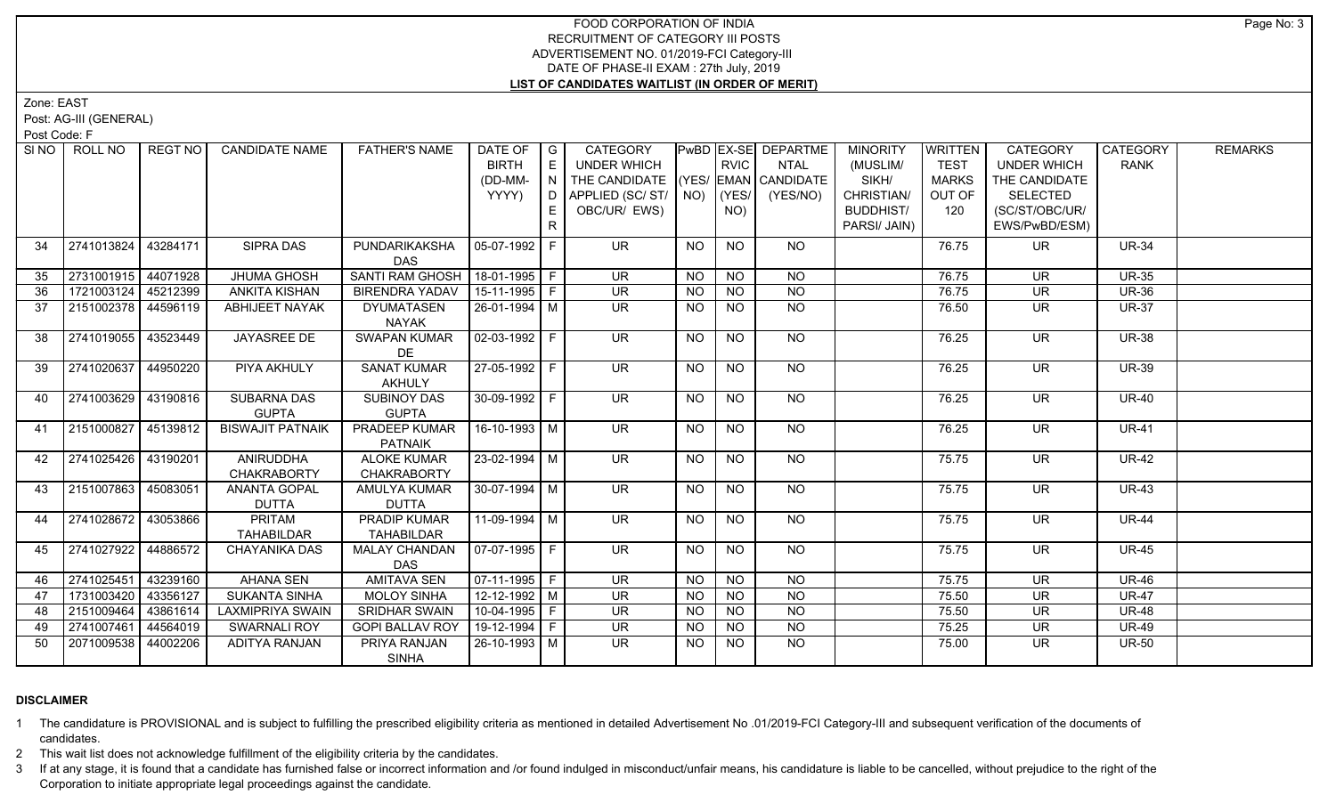# FOOD CORPORATION OF INDIA
## RECRUITMENT OF CATEGORY III POSTS
### ADVERTISEMENT NO. 01/2019-FCI Category-III
### DATE OF PHASE-II EXAM : 27th July, 2019
### LIST OF CANDIDATES WAITLIST (IN ORDER OF MERIT)

Zone: EAST

Post: AG-III (GENERAL)

Post Code: F

| SI NO | ROLL NO | REGT NO | CANDIDATE NAME | FATHER'S NAME | DATE OF BIRTH (DD-MM-YYYY) | GENDER | CATEGORY UNDER WHICH THE CANDIDATE APPLIED (SC/ ST/ OBC/UR/ EWS) | PwBD (YES/ NO) | EX-SERVICEMAN (YES/ NO) | DEPARTMENTAL CANDIDATE (YES/NO) | MINORITY (MUSLIM/ SIKH/ CHRISTIAN/ BUDDHIST/ PARSI/ JAIN) | WRITTEN TEST MARKS OUT OF 120 | CATEGORY UNDER WHICH THE CANDIDATE SELECTED (SC/ST/OBC/UR/ EWS/PwBD/ESM) | CATEGORY RANK | REMARKS |
|---|---|---|---|---|---|---|---|---|---|---|---|---|---|---|---|
| 34 | 2741013824 | 43284171 | SIPRA DAS | PUNDARIKAKSHA DAS | 05-07-1992 | F | UR | NO | NO | NO | | 76.75 | UR | UR-34 | |
| 35 | 2731001915 | 44071928 | JHUMA GHOSH | SANTI RAM GHOSH | 18-01-1995 | F | UR | NO | NO | NO | | 76.75 | UR | UR-35 | |
| 36 | 1721003124 | 45212399 | ANKITA KISHAN | BIRENDRA YADAV | 15-11-1995 | F | UR | NO | NO | NO | | 76.75 | UR | UR-36 | |
| 37 | 2151002378 | 44596119 | ABHIJEET NAYAK | DYUMATASEN NAYAK | 26-01-1994 | M | UR | NO | NO | NO | | 76.50 | UR | UR-37 | |
| 38 | 2741019055 | 43523449 | JAYASREE DE | SWAPAN KUMAR DE | 02-03-1992 | F | UR | NO | NO | NO | | 76.25 | UR | UR-38 | |
| 39 | 2741020637 | 44950220 | PIYA AKHULY | SANAT KUMAR AKHULY | 27-05-1992 | F | UR | NO | NO | NO | | 76.25 | UR | UR-39 | |
| 40 | 2741003629 | 43190816 | SUBARNA DAS GUPTA | SUBINOY DAS GUPTA | 30-09-1992 | F | UR | NO | NO | NO | | 76.25 | UR | UR-40 | |
| 41 | 2151000827 | 45139812 | BISWAJIT PATNAIK | PRADEEP KUMAR PATNAIK | 16-10-1993 | M | UR | NO | NO | NO | | 76.25 | UR | UR-41 | |
| 42 | 2741025426 | 43190201 | ANIRUDDHA CHAKRABORTY | ALOKE KUMAR CHAKRABORTY | 23-02-1994 | M | UR | NO | NO | NO | | 75.75 | UR | UR-42 | |
| 43 | 2151007863 | 45083051 | ANANTA GOPAL DUTTA | AMULYA KUMAR DUTTA | 30-07-1994 | M | UR | NO | NO | NO | | 75.75 | UR | UR-43 | |
| 44 | 2741028672 | 43053866 | PRITAM TAHABILDAR | PRADIP KUMAR TAHABILDAR | 11-09-1994 | M | UR | NO | NO | NO | | 75.75 | UR | UR-44 | |
| 45 | 2741027922 | 44886572 | CHAYANIKA DAS | MALAY CHANDAN DAS | 07-07-1995 | F | UR | NO | NO | NO | | 75.75 | UR | UR-45 | |
| 46 | 2741025451 | 43239160 | AHANA SEN | AMITAVA SEN | 07-11-1995 | F | UR | NO | NO | NO | | 75.75 | UR | UR-46 | |
| 47 | 1731003420 | 43356127 | SUKANTA SINHA | MOLOY SINHA | 12-12-1992 | M | UR | NO | NO | NO | | 75.50 | UR | UR-47 | |
| 48 | 2151009464 | 43861614 | LAXMIPRIYA SWAIN | SRIDHAR SWAIN | 10-04-1995 | F | UR | NO | NO | NO | | 75.50 | UR | UR-48 | |
| 49 | 2741007461 | 44564019 | SWARNALI ROY | GOPI BALLAV ROY | 19-12-1994 | F | UR | NO | NO | NO | | 75.25 | UR | UR-49 | |
| 50 | 2071009538 | 44002206 | ADITYA RANJAN | PRIYA RANJAN SINHA | 26-10-1993 | M | UR | NO | NO | NO | | 75.00 | UR | UR-50 | |

**DISCLAIMER**

1 The candidature is PROVISIONAL and is subject to fulfilling the prescribed eligibility criteria as mentioned in detailed Advertisement No .01/2019-FCI Category-III and subsequent verification of the documents of candidates.

2 This wait list does not acknowledge fulfillment of the eligibility criteria by the candidates.

3 If at any stage, it is found that a candidate has furnished false or incorrect information and /or found indulged in misconduct/unfair means, his candidature is liable to be cancelled, without prejudice to the right of the Corporation to initiate appropriate legal proceedings against the candidate.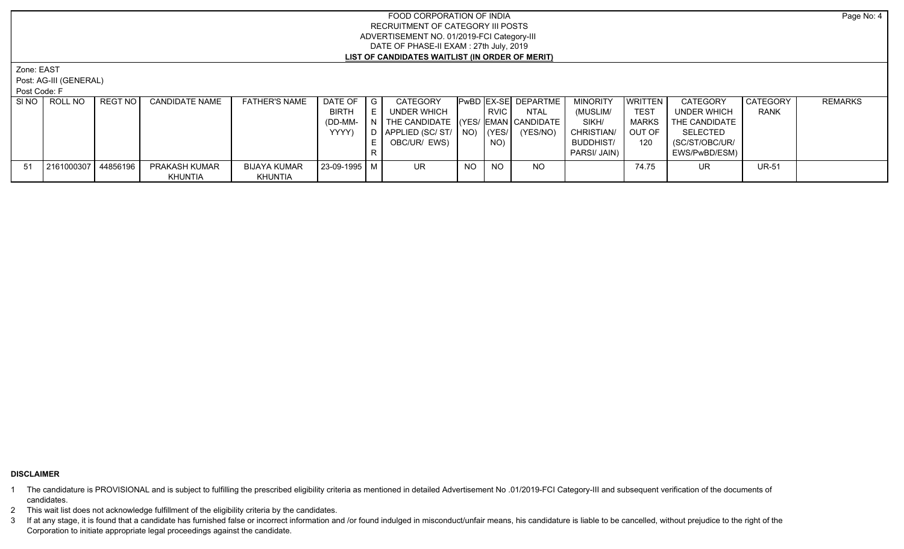FOOD CORPORATION OF INDIA
RECRUITMENT OF CATEGORY III POSTS
ADVERTISEMENT NO. 01/2019-FCI Category-III
DATE OF PHASE-II EXAM : 27th July, 2019

**LIST OF CANDIDATES WAITLIST (IN ORDER OF MERIT)**

Zone: EAST

Post: AG-III (GENERAL)

Post Code: F

| Sl NO | ROLL NO | REGT NO | CANDIDATE NAME | FATHER'S NAME | DATE OF BIRTH (DD-MM-YYYY) | GENDER | CATEGORY UNDER WHICH THE CANDIDATE APPLIED (SC/ ST/ OBC/UR/ EWS) | PwBD (YES/ NO) | EX-SERVICEMAN (YES/ NO) | DEPARTMENTAL CANDIDATE (YES/NO) | MINORITY (MUSLIM/ SIKH/ CHRISTIAN/ BUDDHIST/ PARSI/ JAIN) | WRITTEN TEST MARKS OUT OF 120 | CATEGORY UNDER WHICH THE CANDIDATE SELECTED (SC/ST/OBC/UR/ EWS/PwBD/ESM) | CATEGORY RANK | REMARKS |
|---|---|---|---|---|---|---|---|---|---|---|---|---|---|---|---|
| 51 | 2161000307 | 44856196 | PRAKASH KUMAR KHUNTIA | BIJAYA KUMAR KHUNTIA | 23-09-1995 | M | UR | NO | NO | NO | | 74.75 | UR | UR-51 | |

**DISCLAIMER**

1. The candidature is PROVISIONAL and is subject to fulfilling the prescribed eligibility criteria as mentioned in detailed Advertisement No .01/2019-FCI Category-III and subsequent verification of the documents of candidates.
2. This wait list does not acknowledge fulfillment of the eligibility criteria by the candidates.
3. If at any stage, it is found that a candidate has furnished false or incorrect information and /or found indulged in misconduct/unfair means, his candidature is liable to be cancelled, without prejudice to the right of the Corporation to initiate appropriate legal proceedings against the candidate.